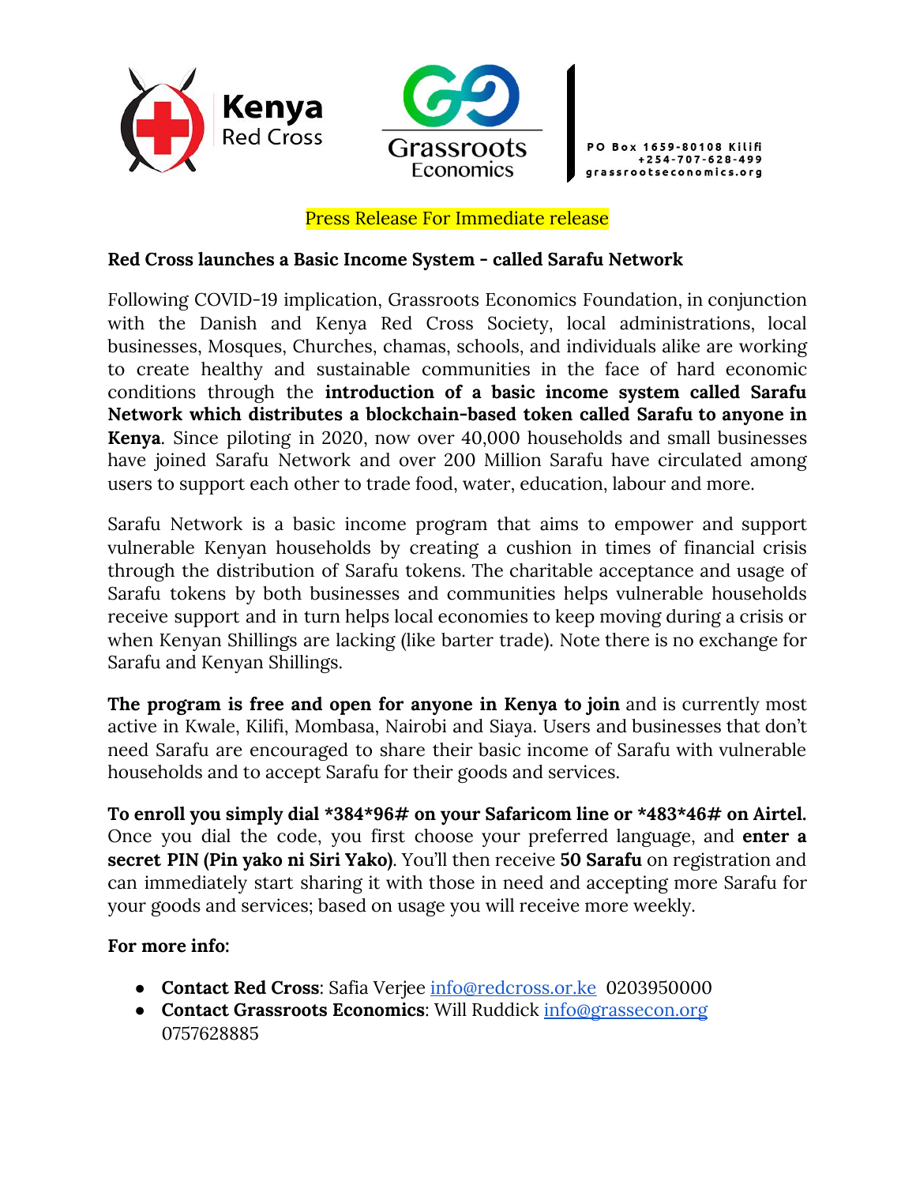Kenya Red Cross

Grassroots Economics

PO Box 1659-80108 Kilifi
+254-707-628-499
grassrootseconomics.org

Press Release For Immediate release

**Red Cross launches a Basic Income System - called Sarafu Network**

Following COVID-19 implication, Grassroots Economics Foundation, in conjunction with the Danish and Kenya Red Cross Society, local administrations, local businesses, Mosques, Churches, chamas, schools, and individuals alike are working to create healthy and sustainable communities in the face of hard economic conditions through the **introduction of a basic income system called Sarafu Network which distributes a blockchain-based token called Sarafu to anyone in Kenya**. Since piloting in 2020, now over 40,000 households and small businesses have joined Sarafu Network and over 200 Million Sarafu have circulated among users to support each other to trade food, water, education, labour and more.

Sarafu Network is a basic income program that aims to empower and support vulnerable Kenyan households by creating a cushion in times of financial crisis through the distribution of Sarafu tokens. The charitable acceptance and usage of Sarafu tokens by both businesses and communities helps vulnerable households receive support and in turn helps local economies to keep moving during a crisis or when Kenyan Shillings are lacking (like barter trade). Note there is no exchange for Sarafu and Kenyan Shillings.

**The program is free and open for anyone in Kenya to join** and is currently most active in Kwale, Kilifi, Mombasa, Nairobi and Siaya. Users and businesses that don't need Sarafu are encouraged to share their basic income of Sarafu with vulnerable households and to accept Sarafu for their goods and services.

**To enroll you simply dial *384*96# on your Safaricom line or *483*46# on Airtel.** Once you dial the code, you first choose your preferred language, and **enter a secret PIN (Pin yako ni Siri Yako)**. You'll then receive **50 Sarafu** on registration and can immediately start sharing it with those in need and accepting more Sarafu for your goods and services; based on usage you will receive more weekly.

**For more info:**

- **Contact Red Cross**: Safia Verjee info@redcross.or.ke 0203950000
- **Contact Grassroots Economics**: Will Ruddick info@grassecon.org 0757628885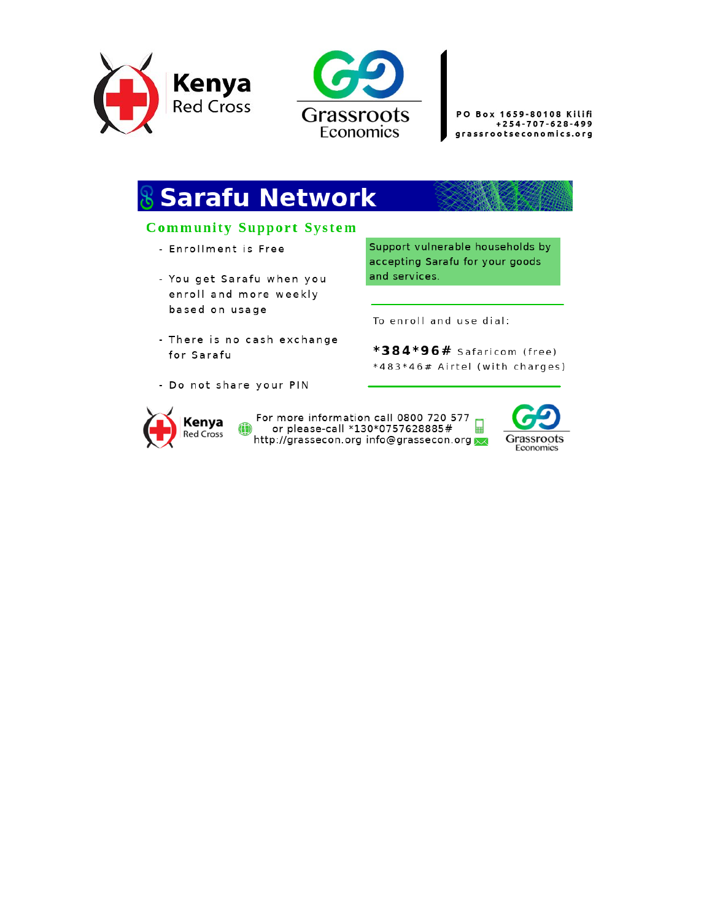Kenya Red Cross

Grassroots Economics

PO Box 1659-80108 Kilifi
+254-707-628-499
grassrootseconomics.org

# Sarafu Network

## Community Support System

- Enrollment is Free
- You get Sarafu when you enroll and more weekly based on usage
- There is no cash exchange for Sarafu
- Do not share your PIN

Support vulnerable households by accepting Sarafu for your goods and services.

To enroll and use dial:

**\*384\*96#** Safaricom (free)
\*483\*46# Airtel (with charges)

Kenya Red Cross

For more information call 0800 720 577
or please-call \*130\*0757628885#
http://grassecon.org info@grassecon.org

Grassroots Economics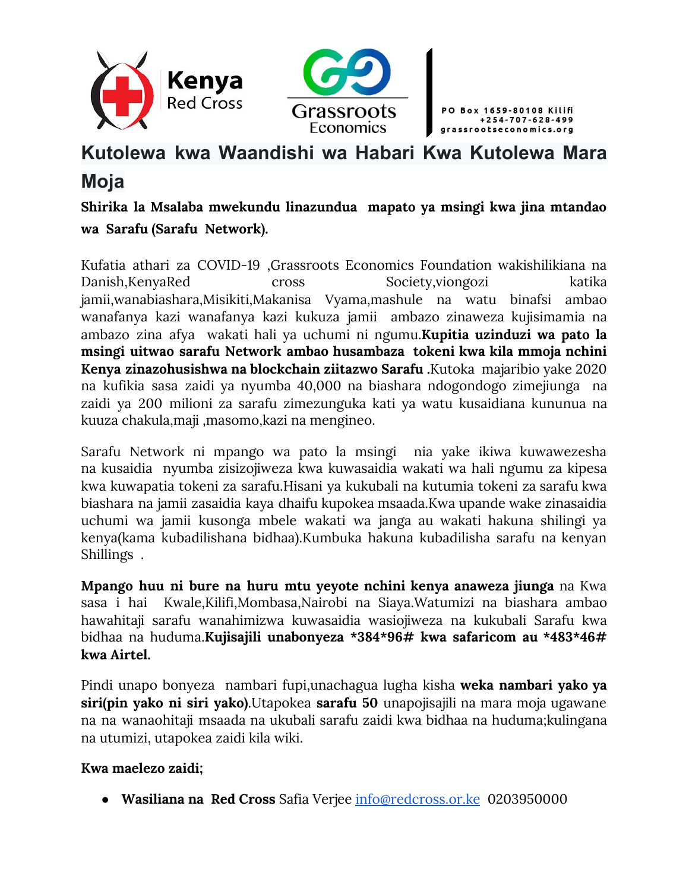Kenya Red Cross

Grassroots Economics

PO Box 1659-80108 Kilifi
+254-707-628-499
grassrootseconomics.org

# Kutolewa kwa Waandishi wa Habari Kwa Kutolewa Mara Moja

**Shirika la Msalaba mwekundu linazundua mapato ya msingi kwa jina mtandao wa Sarafu (Sarafu Network).**

Kufatia athari za COVID-19 ,Grassroots Economics Foundation wakishilikiana na Danish,KenyaRed cross Society,viongozi katika jamii,wanabiashara,Misikiti,Makanisa Vyama,mashule na watu binafsi ambao wanafanya kazi wanafanya kazi kukuza jamii ambazo zinaweza kujisimamia na ambazo zina afya wakati hali ya uchumi ni ngumu.**Kupitia uzinduzi wa pato la msingi uitwao sarafu Network ambao husambaza tokeni kwa kila mmoja nchini Kenya zinazohusishwa na blockchain ziitazwo Sarafu** .Kutoka majaribio yake 2020 na kufikia sasa zaidi ya nyumba 40,000 na biashara ndogondogo zimejiunga na zaidi ya 200 milioni za sarafu zimezunguka kati ya watu kusaidiana kununua na kuuza chakula,maji ,masomo,kazi na mengineo.

Sarafu Network ni mpango wa pato la msingi nia yake ikiwa kuwawezesha na kusaidia nyumba zisizojiweza kwa kuwasaidia wakati wa hali ngumu za kipesa kwa kuwapatia tokeni za sarafu.Hisani ya kukubali na kutumia tokeni za sarafu kwa biashara na jamii zasaidia kaya dhaifu kupokea msaada.Kwa upande wake zinasaidia uchumi wa jamii kusonga mbele wakati wa janga au wakati hakuna shilingi ya kenya(kama kubadilishana bidhaa).Kumbuka hakuna kubadilisha sarafu na kenyan Shillings .

**Mpango huu ni bure na huru mtu yeyote nchini kenya anaweza jiunga** na Kwa sasa i hai Kwale,Kilifi,Mombasa,Nairobi na Siaya.Watumizi na biashara ambao hawahitaji sarafu wanahimizwa kuwasaidia wasiojiweza na kukubali Sarafu kwa bidhaa na huduma.**Kujisajili unabonyeza *384*96# kwa safaricom au *483*46# kwa Airtel.**

Pindi unapo bonyeza nambari fupi,unachagua lugha kisha **weka nambari yako ya siri(pin yako ni siri yako)**.Utapokea **sarafu 50** unapojisajili na mara moja ugawane na na wanaohitaji msaada na ukubali sarafu zaidi kwa bidhaa na huduma;kulingana na utumizi, utapokea zaidi kila wiki.

**Kwa maelezo zaidi;**

- **Wasiliana na Red Cross** Safia Verjee info@redcross.or.ke 0203950000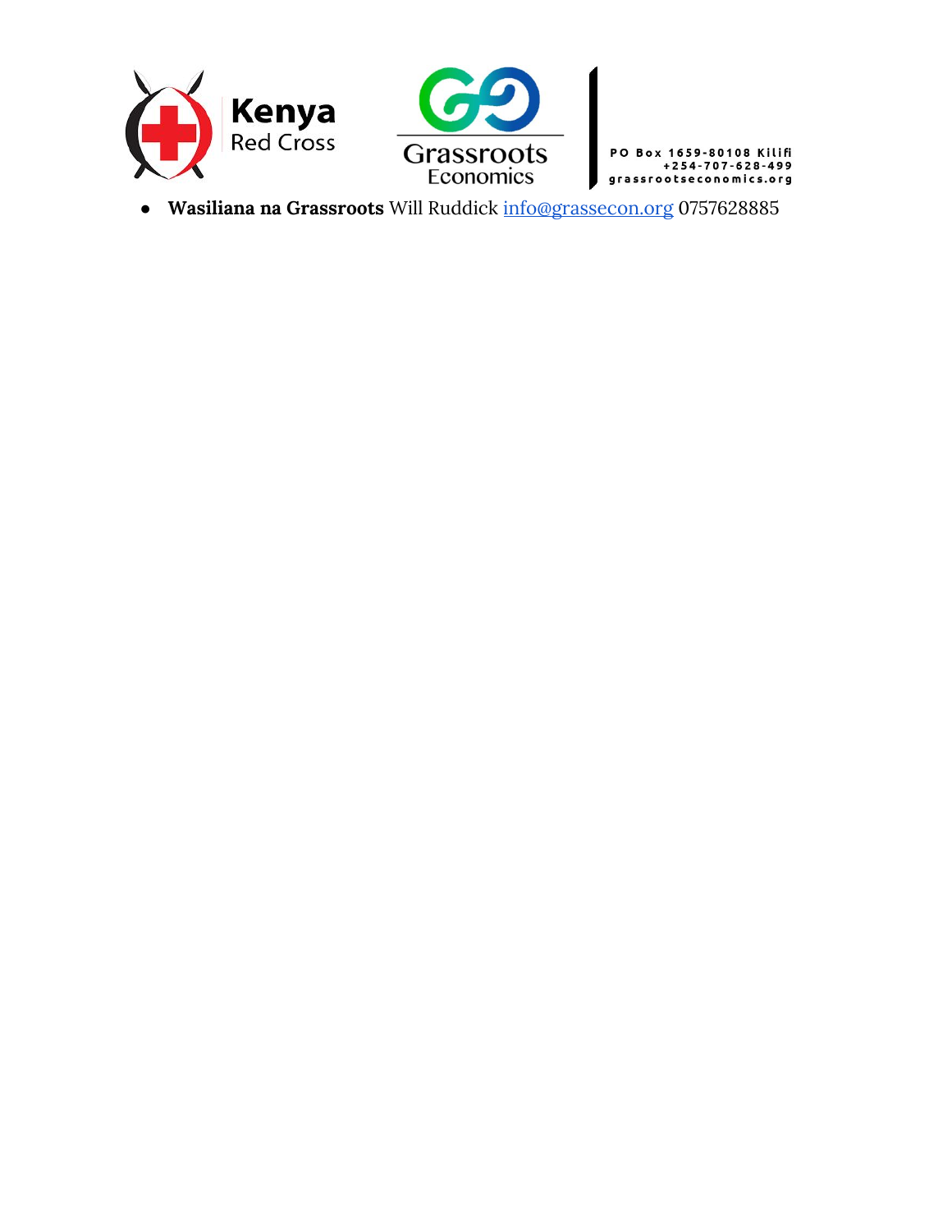- **Wasiliana na Grassroots** Will Ruddick info@grassecon.org 0757628885